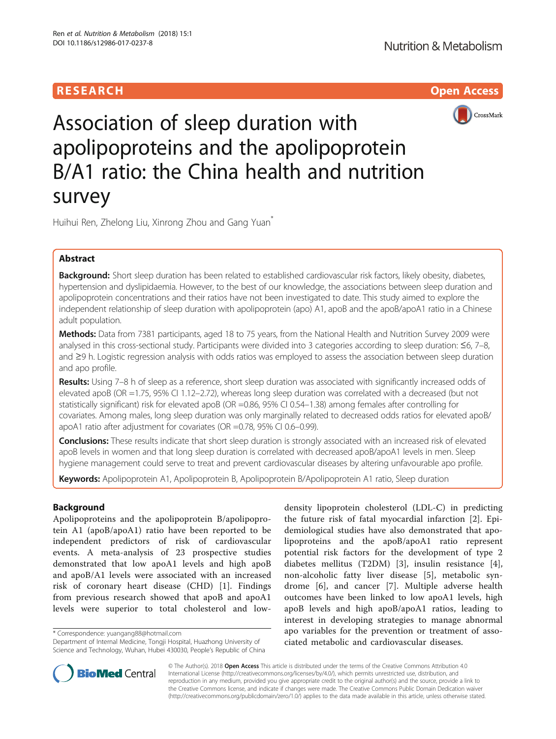RESEARCH Open Access

# Association of sleep duration with apolipoproteins and the apolipoprotein B/A1 ratio: the China health and nutrition survey

Huihui Ren, Zhelong Liu, Xinrong Zhou and Gang Yuan*

## Abstract

**Background:** Short sleep duration has been related to established cardiovascular risk factors, likely obesity, diabetes, hypertension and dyslipidaemia. However, to the best of our knowledge, the associations between sleep duration and apolipoprotein concentrations and their ratios have not been investigated to date. This study aimed to explore the independent relationship of sleep duration with apolipoprotein (apo) A1, apoB and the apoB/apoA1 ratio in a Chinese adult population.

**Methods:** Data from 7381 participants, aged 18 to 75 years, from the National Health and Nutrition Survey 2009 were analysed in this cross-sectional study. Participants were divided into 3 categories according to sleep duration: ≤6, 7–8, and ≥9 h. Logistic regression analysis with odds ratios was employed to assess the association between sleep duration and apo profile.

**Results:** Using 7–8 h of sleep as a reference, short sleep duration was associated with significantly increased odds of elevated apoB (OR =1.75, 95% CI 1.12–2.72), whereas long sleep duration was correlated with a decreased (but not statistically significant) risk for elevated apoB (OR =0.86, 95% CI 0.54–1.38) among females after controlling for covariates. Among males, long sleep duration was only marginally related to decreased odds ratios for elevated apoB/apoA1 ratio after adjustment for covariates (OR =0.78, 95% CI 0.6–0.99).

**Conclusions:** These results indicate that short sleep duration is strongly associated with an increased risk of elevated apoB levels in women and that long sleep duration is correlated with decreased apoB/apoA1 levels in men. Sleep hygiene management could serve to treat and prevent cardiovascular diseases by altering unfavourable apo profile.

**Keywords:** Apolipoprotein A1, Apolipoprotein B, Apolipoprotein B/Apolipoprotein A1 ratio, Sleep duration

## Background

Apolipoproteins and the apolipoprotein B/apolipoprotein A1 (apoB/apoA1) ratio have been reported to be independent predictors of risk of cardiovascular events. A meta-analysis of 23 prospective studies demonstrated that low apoA1 levels and high apoB and apoB/A1 levels were associated with an increased risk of coronary heart disease (CHD) [1]. Findings from previous research showed that apoB and apoA1 levels were superior to total cholesterol and low-density lipoprotein cholesterol (LDL-C) in predicting the future risk of fatal myocardial infarction [2]. Epidemiological studies have also demonstrated that apolipoproteins and the apoB/apoA1 ratio represent potential risk factors for the development of type 2 diabetes mellitus (T2DM) [3], insulin resistance [4], non-alcoholic fatty liver disease [5], metabolic syndrome [6], and cancer [7]. Multiple adverse health outcomes have been linked to low apoA1 levels, high apoB levels and high apoB/apoA1 ratios, leading to interest in developing strategies to manage abnormal apo variables for the prevention or treatment of associated metabolic and cardiovascular diseases.

* Correspondence: yuangang88@hotmail.com
Department of Internal Medicine, Tongji Hospital, Huazhong University of Science and Technology, Wuhan, Hubei 430030, People's Republic of China

© The Author(s). 2018 **Open Access** This article is distributed under the terms of the Creative Commons Attribution 4.0 International License (http://creativecommons.org/licenses/by/4.0/), which permits unrestricted use, distribution, and reproduction in any medium, provided you give appropriate credit to the original author(s) and the source, provide a link to the Creative Commons license, and indicate if changes were made. The Creative Commons Public Domain Dedication waiver (http://creativecommons.org/publicdomain/zero/1.0/) applies to the data made available in this article, unless otherwise stated.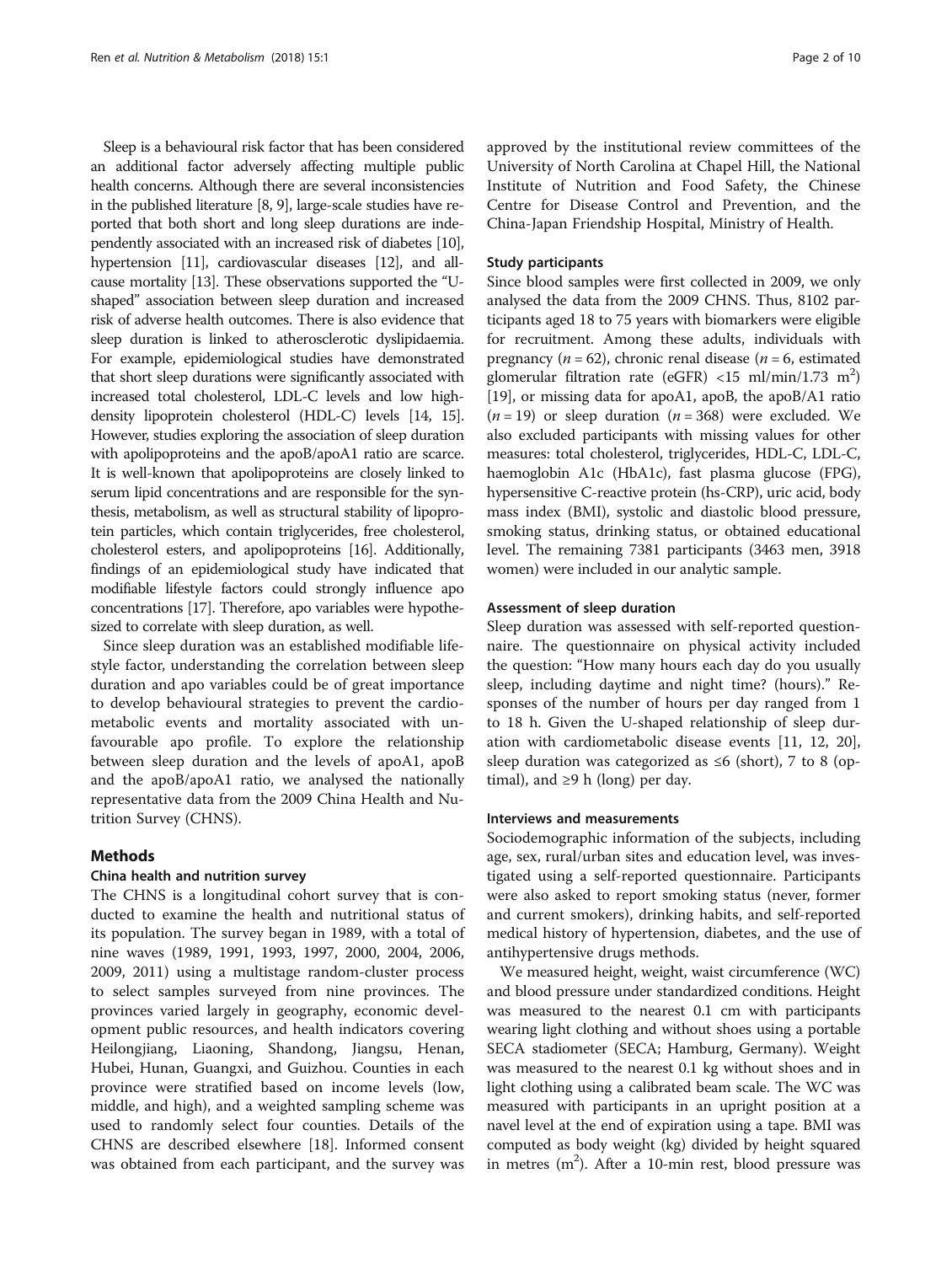Sleep is a behavioural risk factor that has been considered an additional factor adversely affecting multiple public health concerns. Although there are several inconsistencies in the published literature [8, 9], large-scale studies have reported that both short and long sleep durations are independently associated with an increased risk of diabetes [10], hypertension [11], cardiovascular diseases [12], and all-cause mortality [13]. These observations supported the "U-shaped" association between sleep duration and increased risk of adverse health outcomes. There is also evidence that sleep duration is linked to atherosclerotic dyslipidaemia. For example, epidemiological studies have demonstrated that short sleep durations were significantly associated with increased total cholesterol, LDL-C levels and low high-density lipoprotein cholesterol (HDL-C) levels [14, 15]. However, studies exploring the association of sleep duration with apolipoproteins and the apoB/apoA1 ratio are scarce. It is well-known that apolipoproteins are closely linked to serum lipid concentrations and are responsible for the synthesis, metabolism, as well as structural stability of lipoprotein particles, which contain triglycerides, free cholesterol, cholesterol esters, and apolipoproteins [16]. Additionally, findings of an epidemiological study have indicated that modifiable lifestyle factors could strongly influence apo concentrations [17]. Therefore, apo variables were hypothesized to correlate with sleep duration, as well.

Since sleep duration was an established modifiable lifestyle factor, understanding the correlation between sleep duration and apo variables could be of great importance to develop behavioural strategies to prevent the cardiometabolic events and mortality associated with unfavourable apo profile. To explore the relationship between sleep duration and the levels of apoA1, apoB and the apoB/apoA1 ratio, we analysed the nationally representative data from the 2009 China Health and Nutrition Survey (CHNS).

## Methods

### China health and nutrition survey

The CHNS is a longitudinal cohort survey that is conducted to examine the health and nutritional status of its population. The survey began in 1989, with a total of nine waves (1989, 1991, 1993, 1997, 2000, 2004, 2006, 2009, 2011) using a multistage random-cluster process to select samples surveyed from nine provinces. The provinces varied largely in geography, economic development public resources, and health indicators covering Heilongjiang, Liaoning, Shandong, Jiangsu, Henan, Hubei, Hunan, Guangxi, and Guizhou. Counties in each province were stratified based on income levels (low, middle, and high), and a weighted sampling scheme was used to randomly select four counties. Details of the CHNS are described elsewhere [18]. Informed consent was obtained from each participant, and the survey was approved by the institutional review committees of the University of North Carolina at Chapel Hill, the National Institute of Nutrition and Food Safety, the Chinese Centre for Disease Control and Prevention, and the China-Japan Friendship Hospital, Ministry of Health.

### Study participants

Since blood samples were first collected in 2009, we only analysed the data from the 2009 CHNS. Thus, 8102 participants aged 18 to 75 years with biomarkers were eligible for recruitment. Among these adults, individuals with pregnancy ($n = 62$), chronic renal disease ($n = 6$, estimated glomerular filtration rate (eGFR) <15 ml/min/1.73 m$^2$) [19], or missing data for apoA1, apoB, the apoB/A1 ratio ($n = 19$) or sleep duration ($n = 368$) were excluded. We also excluded participants with missing values for other measures: total cholesterol, triglycerides, HDL-C, LDL-C, haemoglobin A1c (HbA1c), fast plasma glucose (FPG), hypersensitive C-reactive protein (hs-CRP), uric acid, body mass index (BMI), systolic and diastolic blood pressure, smoking status, drinking status, or obtained educational level. The remaining 7381 participants (3463 men, 3918 women) were included in our analytic sample.

### Assessment of sleep duration

Sleep duration was assessed with self-reported questionnaire. The questionnaire on physical activity included the question: "How many hours each day do you usually sleep, including daytime and night time? (hours)." Responses of the number of hours per day ranged from 1 to 18 h. Given the U-shaped relationship of sleep duration with cardiometabolic disease events [11, 12, 20], sleep duration was categorized as ≤6 (short), 7 to 8 (optimal), and ≥9 h (long) per day.

### Interviews and measurements

Sociodemographic information of the subjects, including age, sex, rural/urban sites and education level, was investigated using a self-reported questionnaire. Participants were also asked to report smoking status (never, former and current smokers), drinking habits, and self-reported medical history of hypertension, diabetes, and the use of antihypertensive drugs methods.

We measured height, weight, waist circumference (WC) and blood pressure under standardized conditions. Height was measured to the nearest 0.1 cm with participants wearing light clothing and without shoes using a portable SECA stadiometer (SECA; Hamburg, Germany). Weight was measured to the nearest 0.1 kg without shoes and in light clothing using a calibrated beam scale. The WC was measured with participants in an upright position at a navel level at the end of expiration using a tape. BMI was computed as body weight (kg) divided by height squared in metres (m$^2$). After a 10-min rest, blood pressure was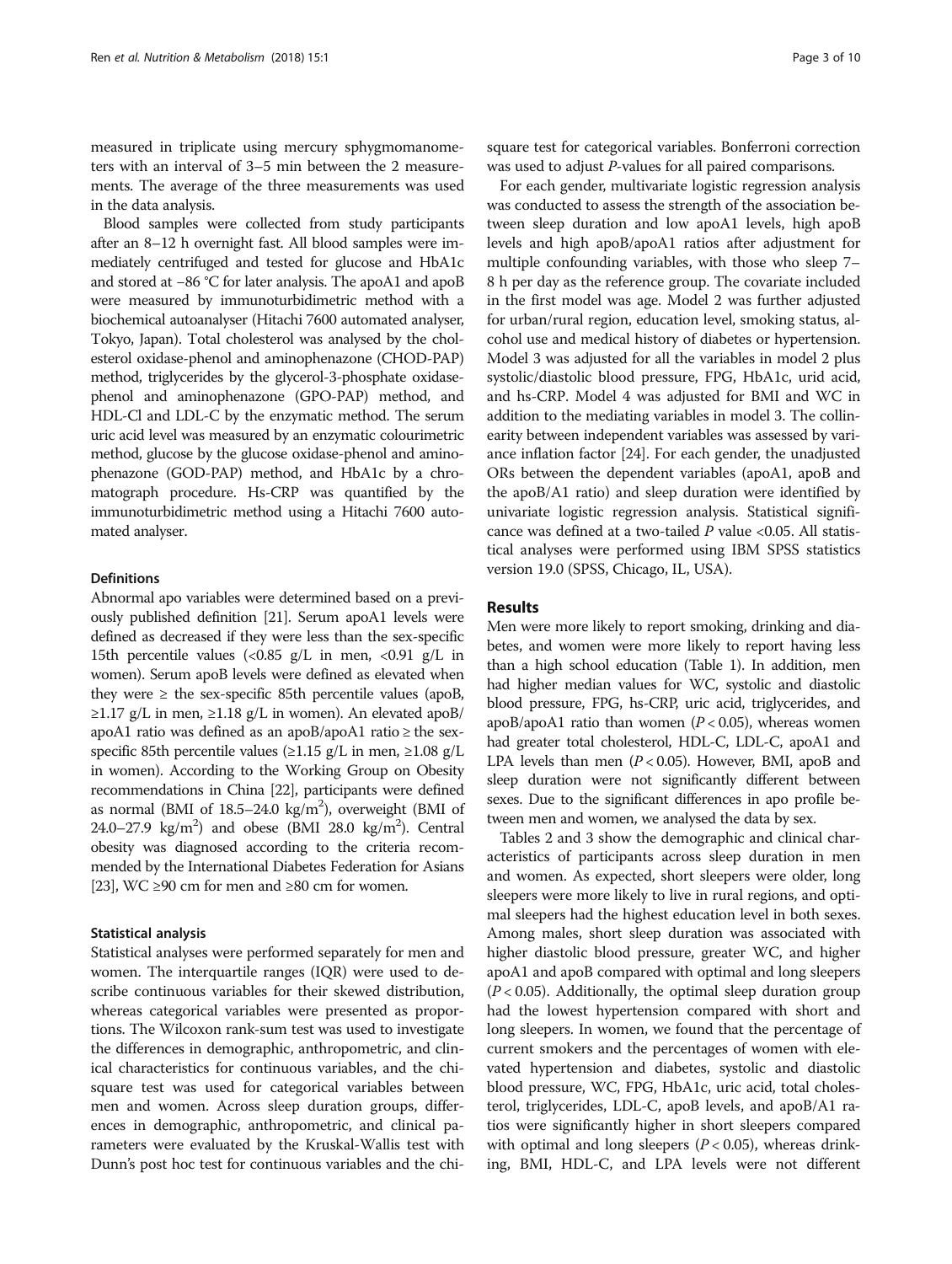measured in triplicate using mercury sphygmomanometers with an interval of 3–5 min between the 2 measurements. The average of the three measurements was used in the data analysis.

Blood samples were collected from study participants after an 8–12 h overnight fast. All blood samples were immediately centrifuged and tested for glucose and HbA1c and stored at −86 °C for later analysis. The apoA1 and apoB were measured by immunoturbidimetric method with a biochemical autoanalyser (Hitachi 7600 automated analyser, Tokyo, Japan). Total cholesterol was analysed by the cholesterol oxidase-phenol and aminophenazone (CHOD-PAP) method, triglycerides by the glycerol-3-phosphate oxidase-phenol and aminophenazone (GPO-PAP) method, and HDL-Cl and LDL-C by the enzymatic method. The serum uric acid level was measured by an enzymatic colourimetric method, glucose by the glucose oxidase-phenol and aminophenazone (GOD-PAP) method, and HbA1c by a chromatograph procedure. Hs-CRP was quantified by the immunoturbidimetric method using a Hitachi 7600 automated analyser.

### Definitions

Abnormal apo variables were determined based on a previously published definition [21]. Serum apoA1 levels were defined as decreased if they were less than the sex-specific 15th percentile values (<0.85 g/L in men, <0.91 g/L in women). Serum apoB levels were defined as elevated when they were ≥ the sex-specific 85th percentile values (apoB, ≥1.17 g/L in men, ≥1.18 g/L in women). An elevated apoB/apoA1 ratio was defined as an apoB/apoA1 ratio ≥ the sex-specific 85th percentile values (≥1.15 g/L in men, ≥1.08 g/L in women). According to the Working Group on Obesity recommendations in China [22], participants were defined as normal (BMI of 18.5–24.0 kg/m$^2$), overweight (BMI of 24.0–27.9 kg/m$^2$) and obese (BMI 28.0 kg/m$^2$). Central obesity was diagnosed according to the criteria recommended by the International Diabetes Federation for Asians [23], WC ≥90 cm for men and ≥80 cm for women.

### Statistical analysis

Statistical analyses were performed separately for men and women. The interquartile ranges (IQR) were used to describe continuous variables for their skewed distribution, whereas categorical variables were presented as proportions. The Wilcoxon rank-sum test was used to investigate the differences in demographic, anthropometric, and clinical characteristics for continuous variables, and the chi-square test was used for categorical variables between men and women. Across sleep duration groups, differences in demographic, anthropometric, and clinical parameters were evaluated by the Kruskal-Wallis test with Dunn's post hoc test for continuous variables and the chi-square test for categorical variables. Bonferroni correction was used to adjust *P*-values for all paired comparisons.

For each gender, multivariate logistic regression analysis was conducted to assess the strength of the association between sleep duration and low apoA1 levels, high apoB levels and high apoB/apoA1 ratios after adjustment for multiple confounding variables, with those who sleep 7–8 h per day as the reference group. The covariate included in the first model was age. Model 2 was further adjusted for urban/rural region, education level, smoking status, alcohol use and medical history of diabetes or hypertension. Model 3 was adjusted for all the variables in model 2 plus systolic/diastolic blood pressure, FPG, HbA1c, urid acid, and hs-CRP. Model 4 was adjusted for BMI and WC in addition to the mediating variables in model 3. The collinearity between independent variables was assessed by variance inflation factor [24]. For each gender, the unadjusted ORs between the dependent variables (apoA1, apoB and the apoB/A1 ratio) and sleep duration were identified by univariate logistic regression analysis. Statistical significance was defined at a two-tailed *P* value <0.05. All statistical analyses were performed using IBM SPSS statistics version 19.0 (SPSS, Chicago, IL, USA).

## Results

Men were more likely to report smoking, drinking and diabetes, and women were more likely to report having less than a high school education (Table 1). In addition, men had higher median values for WC, systolic and diastolic blood pressure, FPG, hs-CRP, uric acid, triglycerides, and apoB/apoA1 ratio than women ($P < 0.05$), whereas women had greater total cholesterol, HDL-C, LDL-C, apoA1 and LPA levels than men ($P < 0.05$). However, BMI, apoB and sleep duration were not significantly different between sexes. Due to the significant differences in apo profile between men and women, we analysed the data by sex.

Tables 2 and 3 show the demographic and clinical characteristics of participants across sleep duration in men and women. As expected, short sleepers were older, long sleepers were more likely to live in rural regions, and optimal sleepers had the highest education level in both sexes. Among males, short sleep duration was associated with higher diastolic blood pressure, greater WC, and higher apoA1 and apoB compared with optimal and long sleepers ($P < 0.05$). Additionally, the optimal sleep duration group had the lowest hypertension compared with short and long sleepers. In women, we found that the percentage of current smokers and the percentages of women with elevated hypertension and diabetes, systolic and diastolic blood pressure, WC, FPG, HbA1c, uric acid, total cholesterol, triglycerides, LDL-C, apoB levels, and apoB/A1 ratios were significantly higher in short sleepers compared with optimal and long sleepers ($P < 0.05$), whereas drinking, BMI, HDL-C, and LPA levels were not different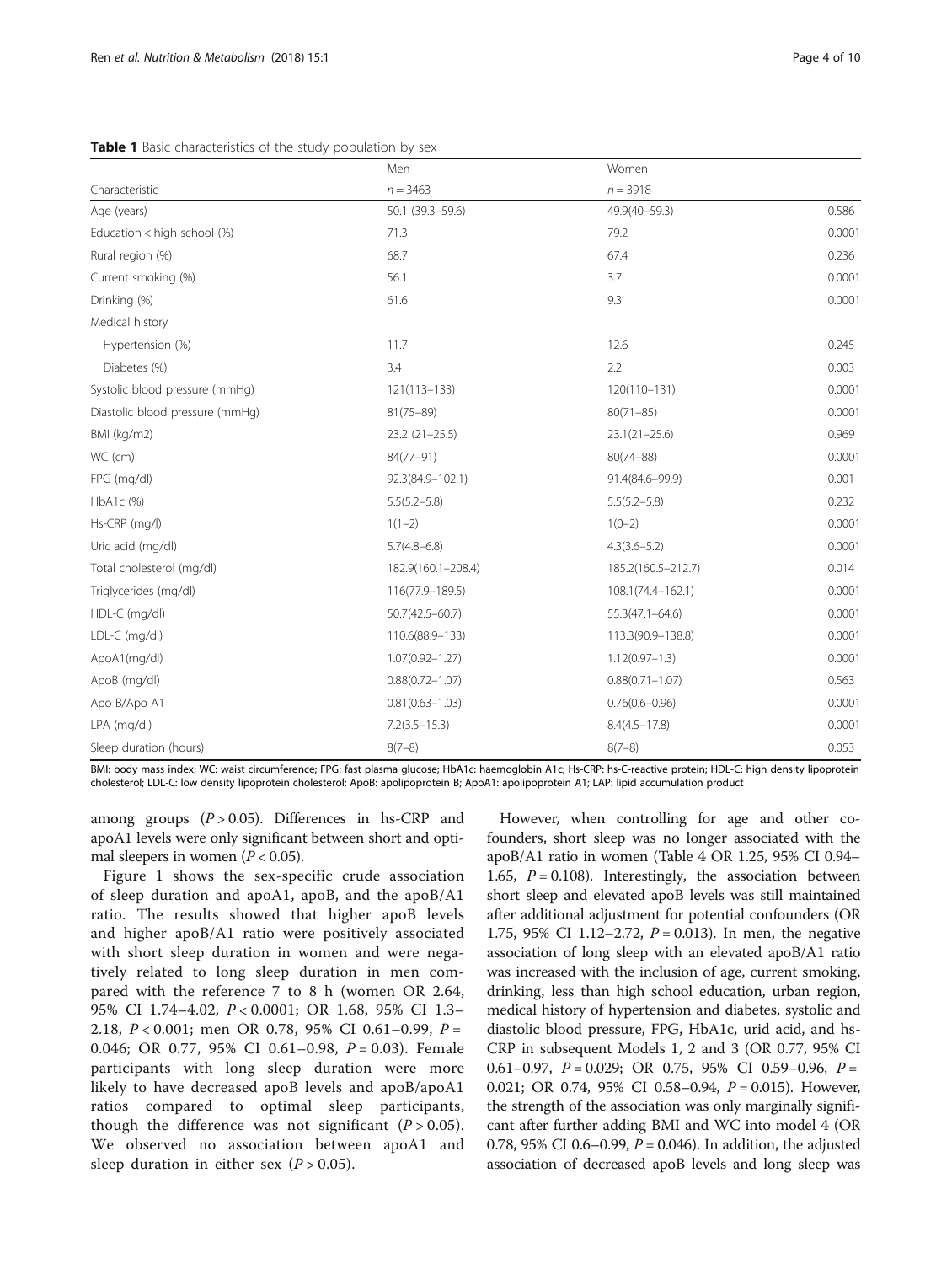**Table 1** Basic characteristics of the study population by sex

| Characteristic | Men<br>$n = 3463$ | Women<br>$n = 3918$ | |
|---|---|---|---|
| Age (years) | 50.1 (39.3–59.6) | 49.9(40–59.3) | 0.586 |
| Education < high school (%) | 71.3 | 79.2 | 0.0001 |
| Rural region (%) | 68.7 | 67.4 | 0.236 |
| Current smoking (%) | 56.1 | 3.7 | 0.0001 |
| Drinking (%) | 61.6 | 9.3 | 0.0001 |
| Medical history | | | |
| Hypertension (%) | 11.7 | 12.6 | 0.245 |
| Diabetes (%) | 3.4 | 2.2 | 0.003 |
| Systolic blood pressure (mmHg) | 121(113–133) | 120(110–131) | 0.0001 |
| Diastolic blood pressure (mmHg) | 81(75–89) | 80(71–85) | 0.0001 |
| BMI (kg/m2) | 23.2 (21–25.5) | 23.1(21–25.6) | 0.969 |
| WC (cm) | 84(77–91) | 80(74–88) | 0.0001 |
| FPG (mg/dl) | 92.3(84.9–102.1) | 91.4(84.6–99.9) | 0.001 |
| HbA1c (%) | 5.5(5.2–5.8) | 5.5(5.2–5.8) | 0.232 |
| Hs-CRP (mg/l) | 1(1–2) | 1(0–2) | 0.0001 |
| Uric acid (mg/dl) | 5.7(4.8–6.8) | 4.3(3.6–5.2) | 0.0001 |
| Total cholesterol (mg/dl) | 182.9(160.1–208.4) | 185.2(160.5–212.7) | 0.014 |
| Triglycerides (mg/dl) | 116(77.9–189.5) | 108.1(74.4–162.1) | 0.0001 |
| HDL-C (mg/dl) | 50.7(42.5–60.7) | 55.3(47.1–64.6) | 0.0001 |
| LDL-C (mg/dl) | 110.6(88.9–133) | 113.3(90.9–138.8) | 0.0001 |
| ApoA1(mg/dl) | 1.07(0.92–1.27) | 1.12(0.97–1.3) | 0.0001 |
| ApoB (mg/dl) | 0.88(0.72–1.07) | 0.88(0.71–1.07) | 0.563 |
| Apo B/Apo A1 | 0.81(0.63–1.03) | 0.76(0.6–0.96) | 0.0001 |
| LPA (mg/dl) | 7.2(3.5–15.3) | 8.4(4.5–17.8) | 0.0001 |
| Sleep duration (hours) | 8(7–8) | 8(7–8) | 0.053 |

BMI: body mass index; WC: waist circumference; FPG: fast plasma glucose; HbA1c: haemoglobin A1c; Hs-CRP: hs-C-reactive protein; HDL-C: high density lipoprotein cholesterol; LDL-C: low density lipoprotein cholesterol; ApoB: apolipoprotein B; ApoA1: apolipoprotein A1; LAP: lipid accumulation product

among groups ($P > 0.05$). Differences in hs-CRP and apoA1 levels were only significant between short and optimal sleepers in women ($P < 0.05$).

Figure 1 shows the sex-specific crude association of sleep duration and apoA1, apoB, and the apoB/A1 ratio. The results showed that higher apoB levels and higher apoB/A1 ratio were positively associated with short sleep duration in women and were negatively related to long sleep duration in men compared with the reference 7 to 8 h (women OR 2.64, 95% CI 1.74–4.02, $P < 0.0001$; OR 1.68, 95% CI 1.3–2.18, $P < 0.001$; men OR 0.78, 95% CI 0.61–0.99, $P = 0.046$; OR 0.77, 95% CI 0.61–0.98, $P = 0.03$). Female participants with long sleep duration were more likely to have decreased apoB levels and apoB/apoA1 ratios compared to optimal sleep participants, though the difference was not significant ($P > 0.05$). We observed no association between apoA1 and sleep duration in either sex ($P > 0.05$).

However, when controlling for age and other cofounders, short sleep was no longer associated with the apoB/A1 ratio in women (Table 4 OR 1.25, 95% CI 0.94–1.65, $P = 0.108$). Interestingly, the association between short sleep and elevated apoB levels was still maintained after additional adjustment for potential confounders (OR 1.75, 95% CI 1.12–2.72, $P = 0.013$). In men, the negative association of long sleep with an elevated apoB/A1 ratio was increased with the inclusion of age, current smoking, drinking, less than high school education, urban region, medical history of hypertension and diabetes, systolic and diastolic blood pressure, FPG, HbA1c, urid acid, and hs-CRP in subsequent Models 1, 2 and 3 (OR 0.77, 95% CI 0.61–0.97, $P = 0.029$; OR 0.75, 95% CI 0.59–0.96, $P = 0.021$; OR 0.74, 95% CI 0.58–0.94, $P = 0.015$). However, the strength of the association was only marginally significant after further adding BMI and WC into model 4 (OR 0.78, 95% CI 0.6–0.99, $P = 0.046$). In addition, the adjusted association of decreased apoB levels and long sleep was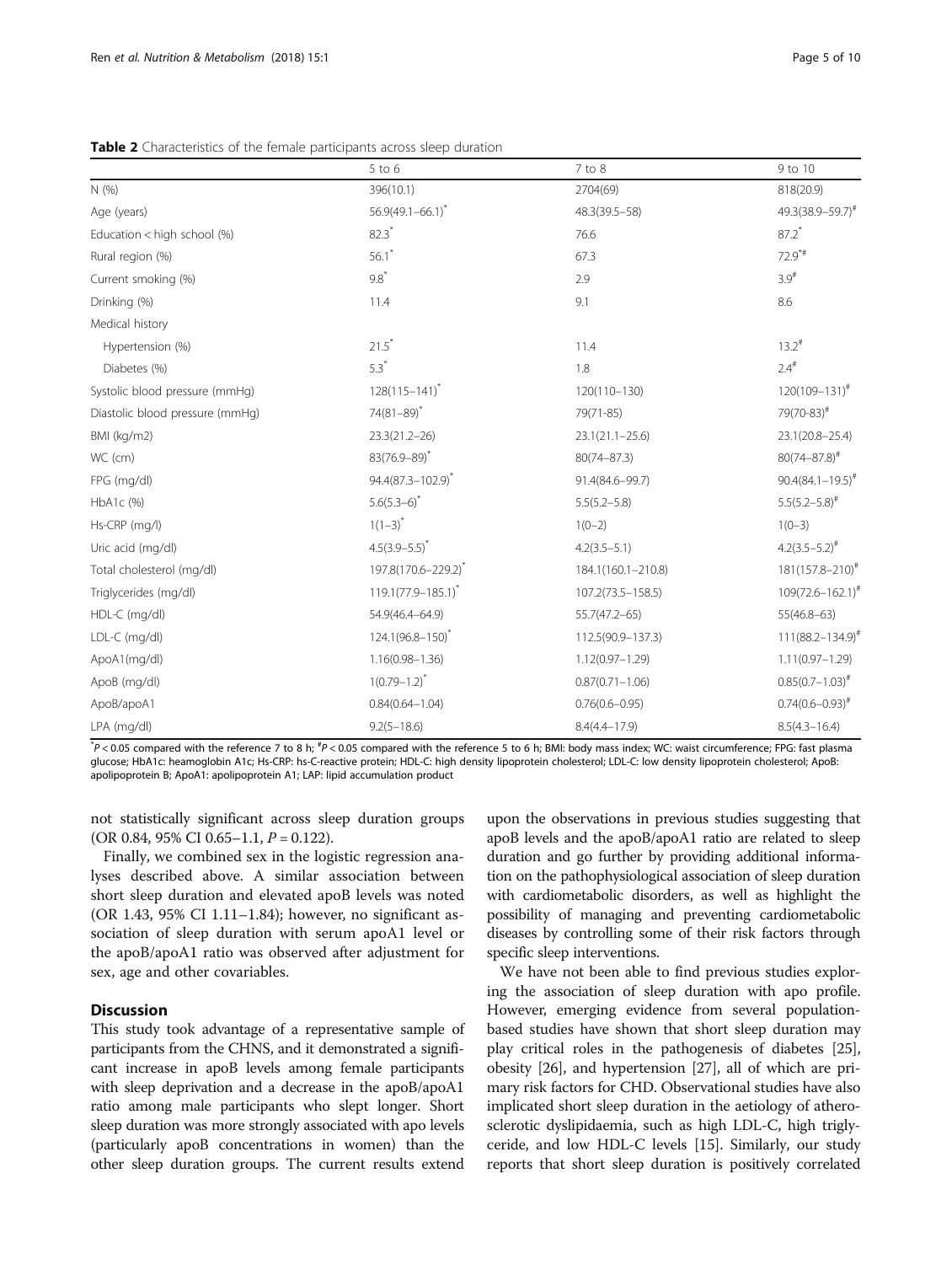**Table 2** Characteristics of the female participants across sleep duration

| | 5 to 6 | 7 to 8 | 9 to 10 |
|---|---|---|---|
| N (%) | 396(10.1) | 2704(69) | 818(20.9) |
| Age (years) | 56.9(49.1–66.1)* | 48.3(39.5–58) | 49.3(38.9–59.7)# |
| Education < high school (%) | 82.3* | 76.6 | 87.2* |
| Rural region (%) | 56.1* | 67.3 | 72.9*# |
| Current smoking (%) | 9.8* | 2.9 | 3.9# |
| Drinking (%) | 11.4 | 9.1 | 8.6 |
| Medical history | | | |
| Hypertension (%) | 21.5* | 11.4 | 13.2# |
| Diabetes (%) | 5.3* | 1.8 | 2.4# |
| Systolic blood pressure (mmHg) | 128(115–141)* | 120(110–130) | 120(109–131)# |
| Diastolic blood pressure (mmHg) | 74(81–89)* | 79(71-85) | 79(70-83)# |
| BMI (kg/m2) | 23.3(21.2–26) | 23.1(21.1–25.6) | 23.1(20.8–25.4) |
| WC (cm) | 83(76.9–89)* | 80(74–87.3) | 80(74–87.8)# |
| FPG (mg/dl) | 94.4(87.3–102.9)* | 91.4(84.6–99.7) | 90.4(84.1–19.5)# |
| HbA1c (%) | 5.6(5.3–6)* | 5.5(5.2–5.8) | 5.5(5.2–5.8)# |
| Hs-CRP (mg/l) | 1(1–3)* | 1(0–2) | 1(0–3) |
| Uric acid (mg/dl) | 4.5(3.9–5.5)* | 4.2(3.5–5.1) | 4.2(3.5–5.2)# |
| Total cholesterol (mg/dl) | 197.8(170.6–229.2)* | 184.1(160.1–210.8) | 181(157.8–210)# |
| Triglycerides (mg/dl) | 119.1(77.9–185.1)* | 107.2(73.5–158.5) | 109(72.6–162.1)# |
| HDL-C (mg/dl) | 54.9(46.4–64.9) | 55.7(47.2–65) | 55(46.8–63) |
| LDL-C (mg/dl) | 124.1(96.8–150)* | 112.5(90.9–137.3) | 111(88.2–134.9)# |
| ApoA1(mg/dl) | 1.16(0.98–1.36) | 1.12(0.97–1.29) | 1.11(0.97–1.29) |
| ApoB (mg/dl) | 1(0.79–1.2)* | 0.87(0.71–1.06) | 0.85(0.7–1.03)# |
| ApoB/apoA1 | 0.84(0.64–1.04) | 0.76(0.6–0.95) | 0.74(0.6–0.93)# |
| LPA (mg/dl) | 9.2(5–18.6) | 8.4(4.4–17.9) | 8.5(4.3–16.4) |

*$P < 0.05$ compared with the reference 7 to 8 h; #$P < 0.05$ compared with the reference 5 to 6 h; BMI: body mass index; WC: waist circumference; FPG: fast plasma glucose; HbA1c: heamoglobin A1c; Hs-CRP: hs-C-reactive protein; HDL-C: high density lipoprotein cholesterol; LDL-C: low density lipoprotein cholesterol; ApoB: apolipoprotein B; ApoA1: apolipoprotein A1; LAP: lipid accumulation product

not statistically significant across sleep duration groups (OR 0.84, 95% CI 0.65–1.1, $P = 0.122$).

Finally, we combined sex in the logistic regression analyses described above. A similar association between short sleep duration and elevated apoB levels was noted (OR 1.43, 95% CI 1.11–1.84); however, no significant association of sleep duration with serum apoA1 level or the apoB/apoA1 ratio was observed after adjustment for sex, age and other covariables.

## Discussion

This study took advantage of a representative sample of participants from the CHNS, and it demonstrated a significant increase in apoB levels among female participants with sleep deprivation and a decrease in the apoB/apoA1 ratio among male participants who slept longer. Short sleep duration was more strongly associated with apo levels (particularly apoB concentrations in women) than the other sleep duration groups. The current results extend upon the observations in previous studies suggesting that apoB levels and the apoB/apoA1 ratio are related to sleep duration and go further by providing additional information on the pathophysiological association of sleep duration with cardiometabolic disorders, as well as highlight the possibility of managing and preventing cardiometabolic diseases by controlling some of their risk factors through specific sleep interventions.

We have not been able to find previous studies exploring the association of sleep duration with apo profile. However, emerging evidence from several population-based studies have shown that short sleep duration may play critical roles in the pathogenesis of diabetes [25], obesity [26], and hypertension [27], all of which are primary risk factors for CHD. Observational studies have also implicated short sleep duration in the aetiology of atherosclerotic dyslipidaemia, such as high LDL-C, high triglyceride, and low HDL-C levels [15]. Similarly, our study reports that short sleep duration is positively correlated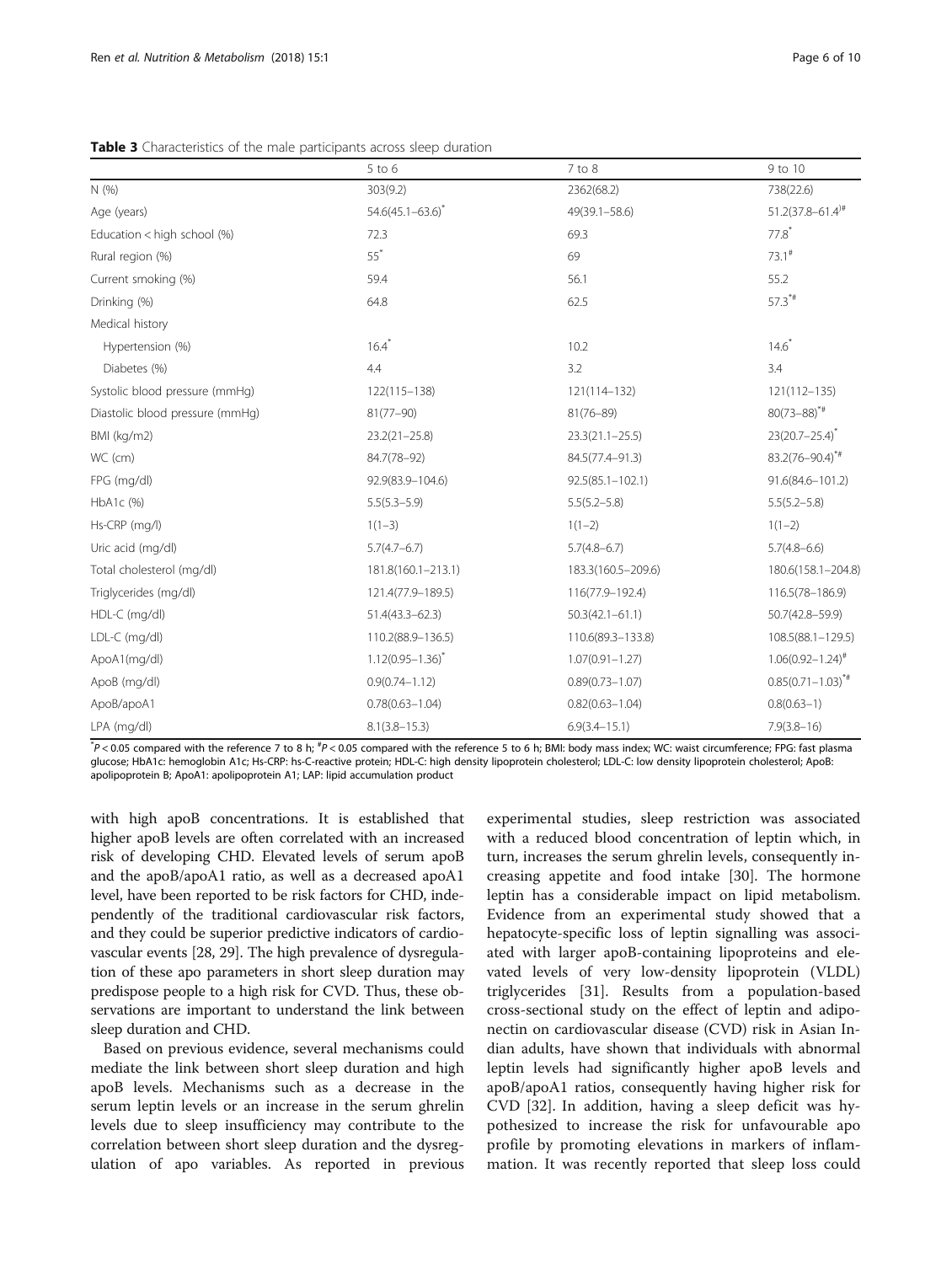**Table 3** Characteristics of the male participants across sleep duration

| | 5 to 6 | 7 to 8 | 9 to 10 |
|---|---|---|---|
| N (%) | 303(9.2) | 2362(68.2) | 738(22.6) |
| Age (years) | 54.6(45.1–63.6)* | 49(39.1–58.6) | 51.2(37.8–61.4)*# |
| Education < high school (%) | 72.3 | 69.3 | 77.8* |
| Rural region (%) | 55* | 69 | 73.1# |
| Current smoking (%) | 59.4 | 56.1 | 55.2 |
| Drinking (%) | 64.8 | 62.5 | 57.3*# |
| Medical history | | | |
| Hypertension (%) | 16.4* | 10.2 | 14.6* |
| Diabetes (%) | 4.4 | 3.2 | 3.4 |
| Systolic blood pressure (mmHg) | 122(115–138) | 121(114–132) | 121(112–135) |
| Diastolic blood pressure (mmHg) | 81(77–90) | 81(76–89) | 80(73–88)*# |
| BMI (kg/m2) | 23.2(21–25.8) | 23.3(21.1–25.5) | 23(20.7–25.4)* |
| WC (cm) | 84.7(78–92) | 84.5(77.4–91.3) | 83.2(76–90.4)*# |
| FPG (mg/dl) | 92.9(83.9–104.6) | 92.5(85.1–102.1) | 91.6(84.6–101.2) |
| HbA1c (%) | 5.5(5.3–5.9) | 5.5(5.2–5.8) | 5.5(5.2–5.8) |
| Hs-CRP (mg/l) | 1(1–3) | 1(1–2) | 1(1–2) |
| Uric acid (mg/dl) | 5.7(4.7–6.7) | 5.7(4.8–6.7) | 5.7(4.8–6.6) |
| Total cholesterol (mg/dl) | 181.8(160.1–213.1) | 183.3(160.5–209.6) | 180.6(158.1–204.8) |
| Triglycerides (mg/dl) | 121.4(77.9–189.5) | 116(77.9–192.4) | 116.5(78–186.9) |
| HDL-C (mg/dl) | 51.4(43.3–62.3) | 50.3(42.1–61.1) | 50.7(42.8–59.9) |
| LDL-C (mg/dl) | 110.2(88.9–136.5) | 110.6(89.3–133.8) | 108.5(88.1–129.5) |
| ApoA1(mg/dl) | 1.12(0.95–1.36)* | 1.07(0.91–1.27) | 1.06(0.92–1.24)# |
| ApoB (mg/dl) | 0.9(0.74–1.12) | 0.89(0.73–1.07) | 0.85(0.71–1.03)*# |
| ApoB/apoA1 | 0.78(0.63–1.04) | 0.82(0.63–1.04) | 0.8(0.63–1) |
| LPA (mg/dl) | 8.1(3.8–15.3) | 6.9(3.4–15.1) | 7.9(3.8–16) |

*$P < 0.05$ compared with the reference 7 to 8 h; #$P < 0.05$ compared with the reference 5 to 6 h; BMI: body mass index; WC: waist circumference; FPG: fast plasma glucose; HbA1c: hemoglobin A1c; Hs-CRP: hs-C-reactive protein; HDL-C: high density lipoprotein cholesterol; LDL-C: low density lipoprotein cholesterol; ApoB: apolipoprotein B; ApoA1: apolipoprotein A1; LAP: lipid accumulation product

with high apoB concentrations. It is established that higher apoB levels are often correlated with an increased risk of developing CHD. Elevated levels of serum apoB and the apoB/apoA1 ratio, as well as a decreased apoA1 level, have been reported to be risk factors for CHD, independently of the traditional cardiovascular risk factors, and they could be superior predictive indicators of cardiovascular events [28, 29]. The high prevalence of dysregulation of these apo parameters in short sleep duration may predispose people to a high risk for CVD. Thus, these observations are important to understand the link between sleep duration and CHD.

Based on previous evidence, several mechanisms could mediate the link between short sleep duration and high apoB levels. Mechanisms such as a decrease in the serum leptin levels or an increase in the serum ghrelin levels due to sleep insufficiency may contribute to the correlation between short sleep duration and the dysregulation of apo variables. As reported in previous experimental studies, sleep restriction was associated with a reduced blood concentration of leptin which, in turn, increases the serum ghrelin levels, consequently increasing appetite and food intake [30]. The hormone leptin has a considerable impact on lipid metabolism. Evidence from an experimental study showed that a hepatocyte-specific loss of leptin signalling was associated with larger apoB-containing lipoproteins and elevated levels of very low-density lipoprotein (VLDL) triglycerides [31]. Results from a population-based cross-sectional study on the effect of leptin and adiponectin on cardiovascular disease (CVD) risk in Asian Indian adults, have shown that individuals with abnormal leptin levels had significantly higher apoB levels and apoB/apoA1 ratios, consequently having higher risk for CVD [32]. In addition, having a sleep deficit was hypothesized to increase the risk for unfavourable apo profile by promoting elevations in markers of inflammation. It was recently reported that sleep loss could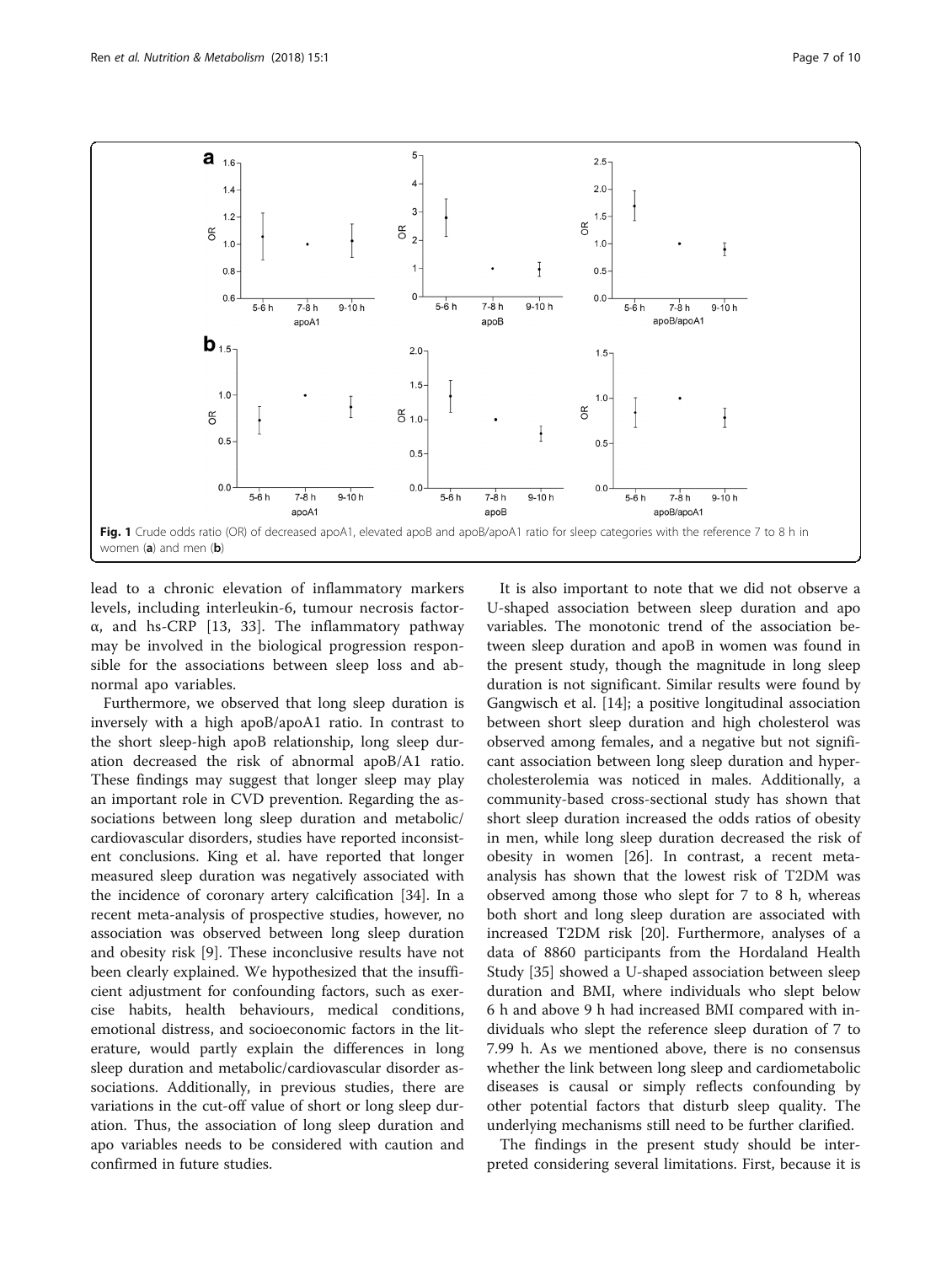Fig. 1 Crude odds ratio (OR) of decreased apoA1, elevated apoB and apoB/apoA1 ratio for sleep categories with the reference 7 to 8 h in women (**a**) and men (**b**)

lead to a chronic elevation of inflammatory markers levels, including interleukin-6, tumour necrosis factor-α, and hs-CRP [13, 33]. The inflammatory pathway may be involved in the biological progression responsible for the associations between sleep loss and abnormal apo variables.

Furthermore, we observed that long sleep duration is inversely with a high apoB/apoA1 ratio. In contrast to the short sleep-high apoB relationship, long sleep duration decreased the risk of abnormal apoB/A1 ratio. These findings may suggest that longer sleep may play an important role in CVD prevention. Regarding the associations between long sleep duration and metabolic/cardiovascular disorders, studies have reported inconsistent conclusions. King et al. have reported that longer measured sleep duration was negatively associated with the incidence of coronary artery calcification [34]. In a recent meta-analysis of prospective studies, however, no association was observed between long sleep duration and obesity risk [9]. These inconclusive results have not been clearly explained. We hypothesized that the insufficient adjustment for confounding factors, such as exercise habits, health behaviours, medical conditions, emotional distress, and socioeconomic factors in the literature, would partly explain the differences in long sleep duration and metabolic/cardiovascular disorder associations. Additionally, in previous studies, there are variations in the cut-off value of short or long sleep duration. Thus, the association of long sleep duration and apo variables needs to be considered with caution and confirmed in future studies.

It is also important to note that we did not observe a U-shaped association between sleep duration and apo variables. The monotonic trend of the association between sleep duration and apoB in women was found in the present study, though the magnitude in long sleep duration is not significant. Similar results were found by Gangwisch et al. [14]; a positive longitudinal association between short sleep duration and high cholesterol was observed among females, and a negative but not significant association between long sleep duration and hypercholesterolemia was noticed in males. Additionally, a community-based cross-sectional study has shown that short sleep duration increased the odds ratios of obesity in men, while long sleep duration decreased the risk of obesity in women [26]. In contrast, a recent meta-analysis has shown that the lowest risk of T2DM was observed among those who slept for 7 to 8 h, whereas both short and long sleep duration are associated with increased T2DM risk [20]. Furthermore, analyses of a data of 8860 participants from the Hordaland Health Study [35] showed a U-shaped association between sleep duration and BMI, where individuals who slept below 6 h and above 9 h had increased BMI compared with individuals who slept the reference sleep duration of 7 to 7.99 h. As we mentioned above, there is no consensus whether the link between long sleep and cardiometabolic diseases is causal or simply reflects confounding by other potential factors that disturb sleep quality. The underlying mechanisms still need to be further clarified.

The findings in the present study should be interpreted considering several limitations. First, because it is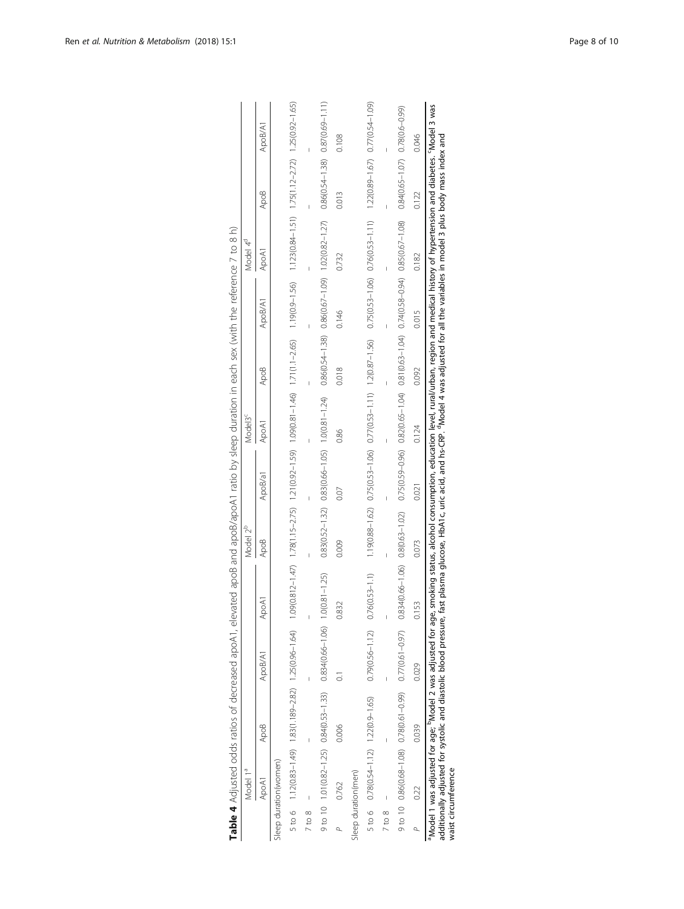**Table 4** Adjusted odds ratios of decreased apoA1, elevated apoB and apoB/apoA1 ratio by sleep duration in each sex (with the reference 7 to 8 h)

| | Model 1[a] | | | Model 2[b] | | | Model3[c] | | | Model 4[d] | | |
|---|---|---|---|---|---|---|---|---|---|---|---|---|
| | ApoA1 | ApoB | ApoB/A1 | ApoA1 | ApoB | ApoB/a1 | ApoA1 | ApoB | ApoB/A1 | ApoA1 | ApoB | ApoB/A1 |
| Sleep duration(women) | | | | | | | | | | | | |
| 5 to 6 | 1.12(0.83–1.49) | 1.83(1.189–2.82) | 1.25(0.96–1.64) | 1.09(0.812–1.47) | 1.78(1.15–2.75) | 1.21(0.92–1.59) | 1.09(0.81–1.46) | 1.71(1.1–2.65) | 1.19(0.9–1.56) | 1.123(0.84–1.51) | 1.75(1.12–2.72) | 1.25(0.92–1.65) |
| 7 to 8 | – | – | – | – | – | – | – | – | – | – | – | – |
| 9 to 10 | 1.01(0.82–1.25) | 0.84(0.53–1.33) | 0.834(0.66–1.06) | 1.0(0.81–1.25) | 0.83(0.52–1.32) | 0.83(0.66–1.05) | 1.0(0.81–1.24) | 0.86(0.54–1.38) | 0.86(0.67–1.09) | 1.02(0.82–1.27) | 0.86(0.54–1.38) | 0.87(0.69–1.11) |
| *P* | 0.762 | 0.006 | 0.1 | 0.832 | 0.009 | 0.07 | 0.86 | 0.018 | 0.146 | 0.732 | 0.013 | 0.108 |
| Sleep duration(men) | | | | | | | | | | | | |
| 5 to 6 | 0.78(0.54–1.12) | 1.22(0.9–1.65) | 0.79(0.56–1.12) | 0.76(0.53–1.1) | 1.19(0.88–1.62) | 0.75(0.53–1.06) | 0.77(0.53–1.11) | 1.2(0.87–1.56) | 0.75(0.53–1.06) | 0.76(0.53–1.11) | 1.22(0.89–1.67) | 0.77(0.54–1.09) |
| 7 to 8 | – | – | – | – | – | – | – | – | – | – | – | – |
| 9 to 10 | 0.86(0.68–1.08) | 0.78(0.61–0.99) | 0.77(0.61–0.97) | 0.834(0.66–1.06) | 0.8(0.63–1.02) | 0.75(0.59–0.96) | 0.82(0.65–1.04) | 0.81(0.63–1.04) | 0.74(0.58–0.94) | 0.85(0.67–1.08) | 0.84(0.65–1.07) | 0.78(0.6–0.99) |
| *P* | 0.22 | 0.039 | 0.029 | 0.153 | 0.073 | 0.021 | 0.124 | 0.092 | 0.015 | 0.182 | 0.122 | 0.046 |

[a]Model 1 was adjusted for age; [b]Model 2 was adjusted for age, smoking status, alcohol consumption, education level, rural/urban, region and medical history of hypertension and diabetes. [c]Model 3 was additionally adjusted for systolic and diastolic blood pressure, fast plasma glucose, HbA1c, uric acid, and hs-CRP. [d]Model 4 was adjusted for all the variables in model 3 plus body mass index and waist circumference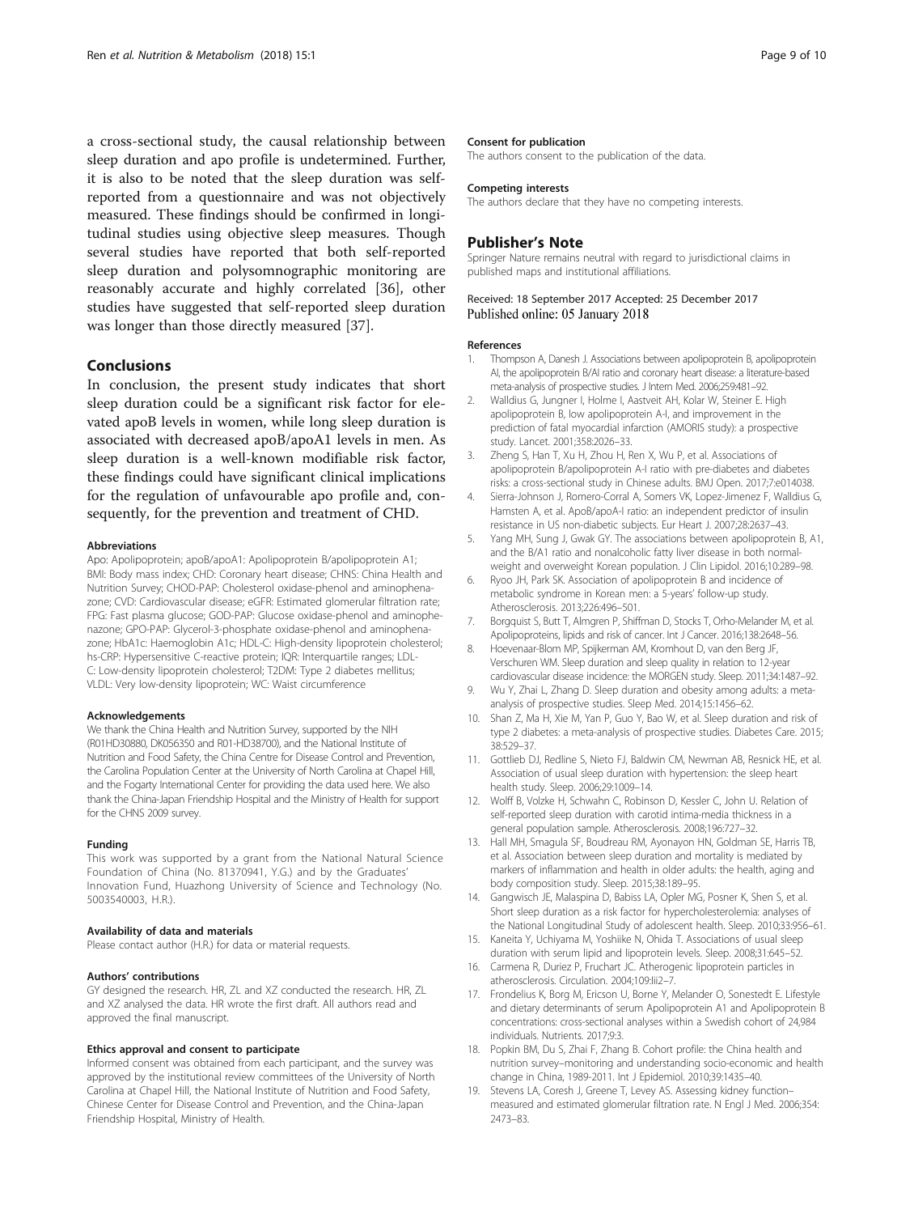a cross-sectional study, the causal relationship between sleep duration and apo profile is undetermined. Further, it is also to be noted that the sleep duration was self-reported from a questionnaire and was not objectively measured. These findings should be confirmed in longitudinal studies using objective sleep measures. Though several studies have reported that both self-reported sleep duration and polysomnographic monitoring are reasonably accurate and highly correlated [36], other studies have suggested that self-reported sleep duration was longer than those directly measured [37].

## Conclusions

In conclusion, the present study indicates that short sleep duration could be a significant risk factor for elevated apoB levels in women, while long sleep duration is associated with decreased apoB/apoA1 levels in men. As sleep duration is a well-known modifiable risk factor, these findings could have significant clinical implications for the regulation of unfavourable apo profile and, consequently, for the prevention and treatment of CHD.

#### Abbreviations

Apo: Apolipoprotein; apoB/apoA1: Apolipoprotein B/apolipoprotein A1; BMI: Body mass index; CHD: Coronary heart disease; CHNS: China Health and Nutrition Survey; CHOD-PAP: Cholesterol oxidase-phenol and aminophenazone; CVD: Cardiovascular disease; eGFR: Estimated glomerular filtration rate; FPG: Fast plasma glucose; GOD-PAP: Glucose oxidase-phenol and aminophenazone; GPO-PAP: Glycerol-3-phosphate oxidase-phenol and aminophenazone; HbA1c: Haemoglobin A1c; HDL-C: High-density lipoprotein cholesterol; hs-CRP: Hypersensitive C-reactive protein; IQR: Interquartile ranges; LDL-C: Low-density lipoprotein cholesterol; T2DM: Type 2 diabetes mellitus; VLDL: Very low-density lipoprotein; WC: Waist circumference

#### Acknowledgements

We thank the China Health and Nutrition Survey, supported by the NIH (R01HD30880, DK056350 and R01-HD38700), and the National Institute of Nutrition and Food Safety, the China Centre for Disease Control and Prevention, the Carolina Population Center at the University of North Carolina at Chapel Hill, and the Fogarty International Center for providing the data used here. We also thank the China-Japan Friendship Hospital and the Ministry of Health for support for the CHNS 2009 survey.

#### Funding

This work was supported by a grant from the National Natural Science Foundation of China (No. 81370941, Y.G.) and by the Graduates' Innovation Fund, Huazhong University of Science and Technology (No. 5003540003, H.R.).

#### Availability of data and materials

Please contact author (H.R.) for data or material requests.

#### Authors' contributions

GY designed the research. HR, ZL and XZ conducted the research. HR, ZL and XZ analysed the data. HR wrote the first draft. All authors read and approved the final manuscript.

#### Ethics approval and consent to participate

Informed consent was obtained from each participant, and the survey was approved by the institutional review committees of the University of North Carolina at Chapel Hill, the National Institute of Nutrition and Food Safety, Chinese Center for Disease Control and Prevention, and the China-Japan Friendship Hospital, Ministry of Health.

#### Consent for publication

The authors consent to the publication of the data.

#### Competing interests

The authors declare that they have no competing interests.

### Publisher's Note

Springer Nature remains neutral with regard to jurisdictional claims in published maps and institutional affiliations.

Received: 18 September 2017 Accepted: 25 December 2017
Published online: 05 January 2018

#### References

1. Thompson A, Danesh J. Associations between apolipoprotein B, apolipoprotein AI, the apolipoprotein B/AI ratio and coronary heart disease: a literature-based meta-analysis of prospective studies. J Intern Med. 2006;259:481–92.
2. Walldius G, Jungner I, Holme I, Aastveit AH, Kolar W, Steiner E. High apolipoprotein B, low apolipoprotein A-I, and improvement in the prediction of fatal myocardial infarction (AMORIS study): a prospective study. Lancet. 2001;358:2026–33.
3. Zheng S, Han T, Xu H, Zhou H, Ren X, Wu P, et al. Associations of apolipoprotein B/apolipoprotein A-I ratio with pre-diabetes and diabetes risks: a cross-sectional study in Chinese adults. BMJ Open. 2017;7:e014038.
4. Sierra-Johnson J, Romero-Corral A, Somers VK, Lopez-Jimenez F, Walldius G, Hamsten A, et al. ApoB/apoA-I ratio: an independent predictor of insulin resistance in US non-diabetic subjects. Eur Heart J. 2007;28:2637–43.
5. Yang MH, Sung J, Gwak GY. The associations between apolipoprotein B, A1, and the B/A1 ratio and nonalcoholic fatty liver disease in both normal-weight and overweight Korean population. J Clin Lipidol. 2016;10:289–98.
6. Ryoo JH, Park SK. Association of apolipoprotein B and incidence of metabolic syndrome in Korean men: a 5-years' follow-up study. Atherosclerosis. 2013;226:496–501.
7. Borgquist S, Butt T, Almgren P, Shiffman D, Stocks T, Orho-Melander M, et al. Apolipoproteins, lipids and risk of cancer. Int J Cancer. 2016;138:2648–56.
8. Hoevenaar-Blom MP, Spijkerman AM, Kromhout D, van den Berg JF, Verschuren WM. Sleep duration and sleep quality in relation to 12-year cardiovascular disease incidence: the MORGEN study. Sleep. 2011;34:1487–92.
9. Wu Y, Zhai L, Zhang D. Sleep duration and obesity among adults: a meta-analysis of prospective studies. Sleep Med. 2014;15:1456–62.
10. Shan Z, Ma H, Xie M, Yan P, Guo Y, Bao W, et al. Sleep duration and risk of type 2 diabetes: a meta-analysis of prospective studies. Diabetes Care. 2015;38:529–37.
11. Gottlieb DJ, Redline S, Nieto FJ, Baldwin CM, Newman AB, Resnick HE, et al. Association of usual sleep duration with hypertension: the sleep heart health study. Sleep. 2006;29:1009–14.
12. Wolff B, Volzke H, Schwahn C, Robinson D, Kessler C, John U. Relation of self-reported sleep duration with carotid intima-media thickness in a general population sample. Atherosclerosis. 2008;196:727–32.
13. Hall MH, Smagula SF, Boudreau RM, Ayonayon HN, Goldman SE, Harris TB, et al. Association between sleep duration and mortality is mediated by markers of inflammation and health in older adults: the health, aging and body composition study. Sleep. 2015;38:189–95.
14. Gangwisch JE, Malaspina D, Babiss LA, Opler MG, Posner K, Shen S, et al. Short sleep duration as a risk factor for hypercholesterolemia: analyses of the National Longitudinal Study of adolescent health. Sleep. 2010;33:956–61.
15. Kaneita Y, Uchiyama M, Yoshiike N, Ohida T. Associations of usual sleep duration with serum lipid and lipoprotein levels. Sleep. 2008;31:645–52.
16. Carmena R, Duriez P, Fruchart JC. Atherogenic lipoprotein particles in atherosclerosis. Circulation. 2004;109:Iii2–7.
17. Frondelius K, Borg M, Ericson U, Borne Y, Melander O, Sonestedt E. Lifestyle and dietary determinants of serum Apolipoprotein A1 and Apolipoprotein B concentrations: cross-sectional analyses within a Swedish cohort of 24,984 individuals. Nutrients. 2017;9:3.
18. Popkin BM, Du S, Zhai F, Zhang B. Cohort profile: the China health and nutrition survey–monitoring and understanding socio-economic and health change in China, 1989-2011. Int J Epidemiol. 2010;39:1435–40.
19. Stevens LA, Coresh J, Greene T, Levey AS. Assessing kidney function–measured and estimated glomerular filtration rate. N Engl J Med. 2006;354:2473–83.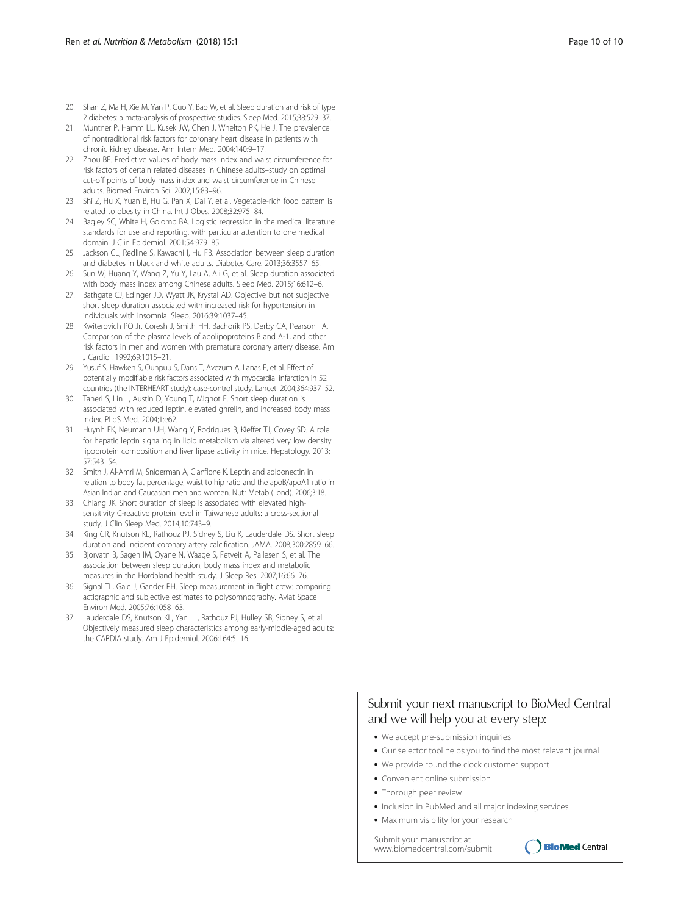20. Shan Z, Ma H, Xie M, Yan P, Guo Y, Bao W, et al. Sleep duration and risk of type 2 diabetes: a meta-analysis of prospective studies. Sleep Med. 2015;38:529–37.
21. Muntner P, Hamm LL, Kusek JW, Chen J, Whelton PK, He J. The prevalence of nontraditional risk factors for coronary heart disease in patients with chronic kidney disease. Ann Intern Med. 2004;140:9–17.
22. Zhou BF. Predictive values of body mass index and waist circumference for risk factors of certain related diseases in Chinese adults–study on optimal cut-off points of body mass index and waist circumference in Chinese adults. Biomed Environ Sci. 2002;15:83–96.
23. Shi Z, Hu X, Yuan B, Hu G, Pan X, Dai Y, et al. Vegetable-rich food pattern is related to obesity in China. Int J Obes. 2008;32:975–84.
24. Bagley SC, White H, Golomb BA. Logistic regression in the medical literature: standards for use and reporting, with particular attention to one medical domain. J Clin Epidemiol. 2001;54:979–85.
25. Jackson CL, Redline S, Kawachi I, Hu FB. Association between sleep duration and diabetes in black and white adults. Diabetes Care. 2013;36:3557–65.
26. Sun W, Huang Y, Wang Z, Yu Y, Lau A, Ali G, et al. Sleep duration associated with body mass index among Chinese adults. Sleep Med. 2015;16:612–6.
27. Bathgate CJ, Edinger JD, Wyatt JK, Krystal AD. Objective but not subjective short sleep duration associated with increased risk for hypertension in individuals with insomnia. Sleep. 2016;39:1037–45.
28. Kwiterovich PO Jr, Coresh J, Smith HH, Bachorik PS, Derby CA, Pearson TA. Comparison of the plasma levels of apolipoproteins B and A-1, and other risk factors in men and women with premature coronary artery disease. Am J Cardiol. 1992;69:1015–21.
29. Yusuf S, Hawken S, Ounpuu S, Dans T, Avezum A, Lanas F, et al. Effect of potentially modifiable risk factors associated with myocardial infarction in 52 countries (the INTERHEART study): case-control study. Lancet. 2004;364:937–52.
30. Taheri S, Lin L, Austin D, Young T, Mignot E. Short sleep duration is associated with reduced leptin, elevated ghrelin, and increased body mass index. PLoS Med. 2004;1:e62.
31. Huynh FK, Neumann UH, Wang Y, Rodrigues B, Kieffer TJ, Covey SD. A role for hepatic leptin signaling in lipid metabolism via altered very low density lipoprotein composition and liver lipase activity in mice. Hepatology. 2013; 57:543–54.
32. Smith J, Al-Amri M, Sniderman A, Cianflone K. Leptin and adiponectin in relation to body fat percentage, waist to hip ratio and the apoB/apoA1 ratio in Asian Indian and Caucasian men and women. Nutr Metab (Lond). 2006;3:18.
33. Chiang JK. Short duration of sleep is associated with elevated high-sensitivity C-reactive protein level in Taiwanese adults: a cross-sectional study. J Clin Sleep Med. 2014;10:743–9.
34. King CR, Knutson KL, Rathouz PJ, Sidney S, Liu K, Lauderdale DS. Short sleep duration and incident coronary artery calcification. JAMA. 2008;300:2859–66.
35. Bjorvatn B, Sagen IM, Oyane N, Waage S, Fetveit A, Pallesen S, et al. The association between sleep duration, body mass index and metabolic measures in the Hordaland health study. J Sleep Res. 2007;16:66–76.
36. Signal TL, Gale J, Gander PH. Sleep measurement in flight crew: comparing actigraphic and subjective estimates to polysomnography. Aviat Space Environ Med. 2005;76:1058–63.
37. Lauderdale DS, Knutson KL, Yan LL, Rathouz PJ, Hulley SB, Sidney S, et al. Objectively measured sleep characteristics among early-middle-aged adults: the CARDIA study. Am J Epidemiol. 2006;164:5–16.

Submit your next manuscript to BioMed Central and we will help you at every step:

- We accept pre-submission inquiries
- Our selector tool helps you to find the most relevant journal
- We provide round the clock customer support
- Convenient online submission
- Thorough peer review
- Inclusion in PubMed and all major indexing services
- Maximum visibility for your research

Submit your manuscript at
www.biomedcentral.com/submit

BioMed Central